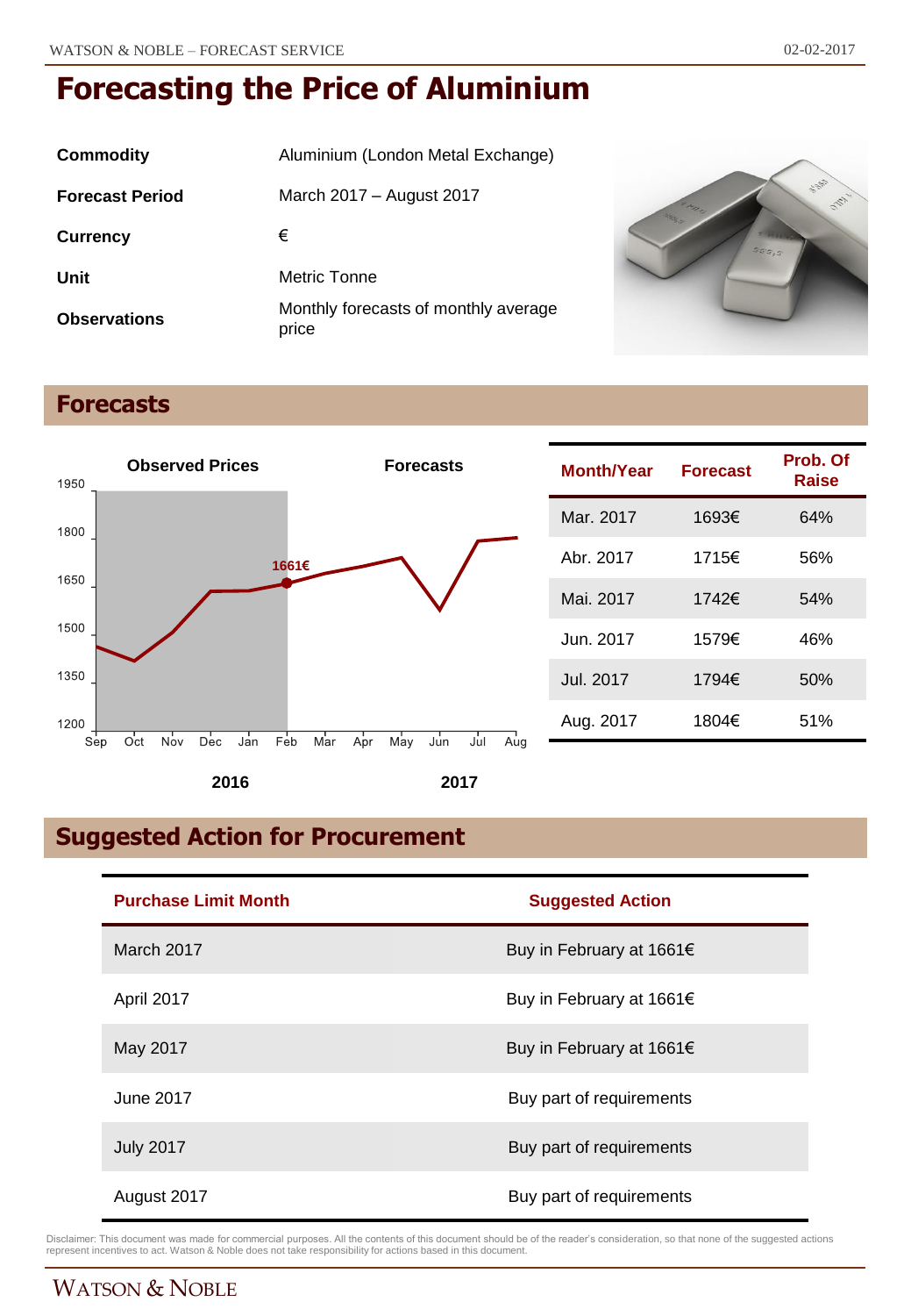# Forecasting the Price of Aluminium

| | |
|---|---|
| **Commodity** | Aluminium (London Metal Exchange) |
| **Forecast Period** | March 2017 – August 2017 |
| **Currency** | € |
| **Unit** | Metric Tonne |
| **Observations** | Monthly forecasts of monthly average price |

## Forecasts

Observed Prices

Forecasts

1950
1800
1650
1500
1350
1200

1661€

Sep Oct Nov Dec Jan Feb Mar Apr May Jun Jul Aug

2016

2017

| Month/Year | Forecast | Prob. Of Raise |
|---|---|---|
| Mar. 2017 | 1693€ | 64% |
| Abr. 2017 | 1715€ | 56% |
| Mai. 2017 | 1742€ | 54% |
| Jun. 2017 | 1579€ | 46% |
| Jul. 2017 | 1794€ | 50% |
| Aug. 2017 | 1804€ | 51% |

## Suggested Action for Procurement

| Purchase Limit Month | Suggested Action |
|---|---|
| March 2017 | Buy in February at 1661€ |
| April 2017 | Buy in February at 1661€ |
| May 2017 | Buy in February at 1661€ |
| June 2017 | Buy part of requirements |
| July 2017 | Buy part of requirements |
| August 2017 | Buy part of requirements |

Disclaimer: This document was made for commercial purposes. All the contents of this document should be of the reader's consideration, so that none of the suggested actions represent incentives to act. Watson & Noble does not take responsibility for actions based in this document.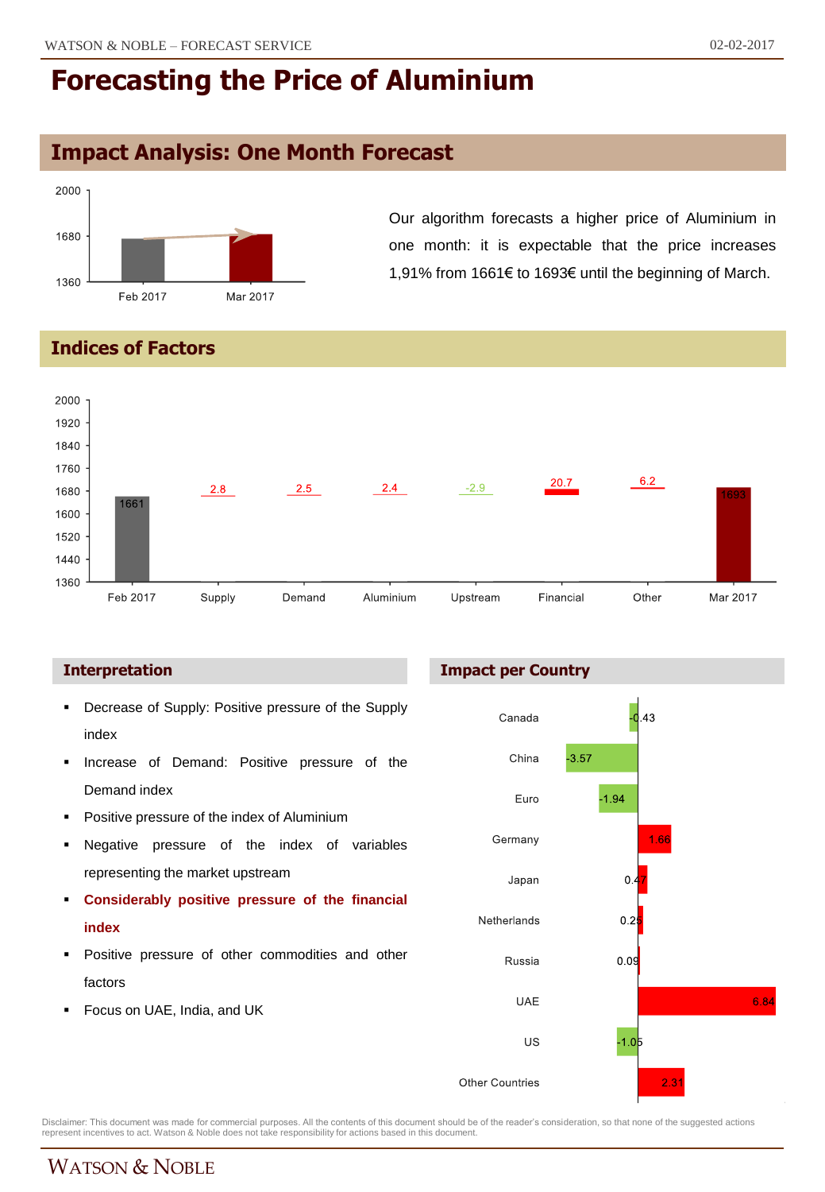# Forecasting the Price of Aluminium

## Impact Analysis: One Month Forecast

2000
1680
1360
Feb 2017
Mar 2017

Our algorithm forecasts a higher price of Aluminium in one month: it is expectable that the price increases 1,91% from 1661€ to 1693€ until the beginning of March.

## Indices of Factors

2000
1920
1840
1760
1680
1600
1520
1440
1360

1661
2.8
2.5
2.4
-2.9
20.7
6.2
1693

Feb 2017
Supply
Demand
Aluminium
Upstream
Financial
Other
Mar 2017

### Interpretation

- Decrease of Supply: Positive pressure of the Supply index
- Increase of Demand: Positive pressure of the Demand index
- Positive pressure of the index of Aluminium
- Negative pressure of the index of variables representing the market upstream
- **Considerably positive pressure of the financial index**
- Positive pressure of other commodities and other factors
- Focus on UAE, India, and UK

### Impact per Country

Canada -0.43
China -3.57
Euro -1.94
Germany 1.66
Japan 0.47
Netherlands 0.25
Russia 0.09
UAE 6.84
US -1.05
Other Countries 2.31

Disclaimer: This document was made for commercial purposes. All the contents of this document should be of the reader's consideration, so that none of the suggested actions represent incentives to act. Watson & Noble does not take responsibility for actions based in this document.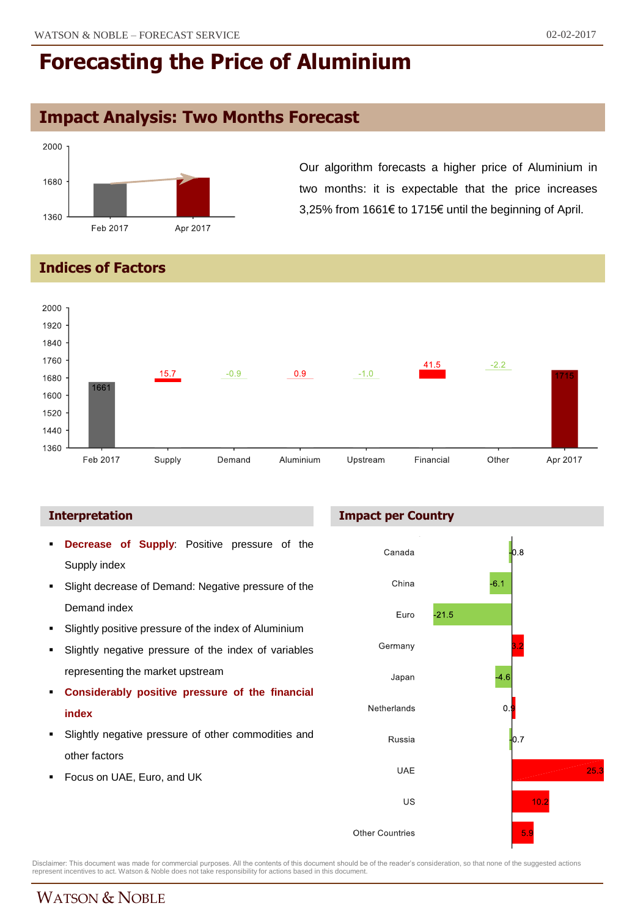# Forecasting the Price of Aluminium

## Impact Analysis: Two Months Forecast

2000
1680
1360
Feb 2017
Apr 2017

Our algorithm forecasts a higher price of Aluminium in two months: it is expectable that the price increases 3,25% from 1661€ to 1715€ until the beginning of April.

## Indices of Factors

2000
1920
1840
1760
1680
1600
1520
1440
1360

1661
15.7
-0.9
0.9
-1.0
41.5
-2.2
1715

Feb 2017
Supply
Demand
Aluminium
Upstream
Financial
Other
Apr 2017

### Interpretation

- **Decrease of Supply**: Positive pressure of the Supply index
- Slight decrease of Demand: Negative pressure of the Demand index
- Slightly positive pressure of the index of Aluminium
- Slightly negative pressure of the index of variables representing the market upstream
- **Considerably positive pressure of the financial index**
- Slightly negative pressure of other commodities and other factors
- Focus on UAE, Euro, and UK

### Impact per Country

Canada -0.8
China -6.1
Euro -21.5
Germany 3.2
Japan -4.6
Netherlands 0.9
Russia -0.7
UAE 25.3
US 10.2
Other Countries 5.9

Disclaimer: This document was made for commercial purposes. All the contents of this document should be of the reader's consideration, so that none of the suggested actions represent incentives to act. Watson & Noble does not take responsibility for actions based in this document.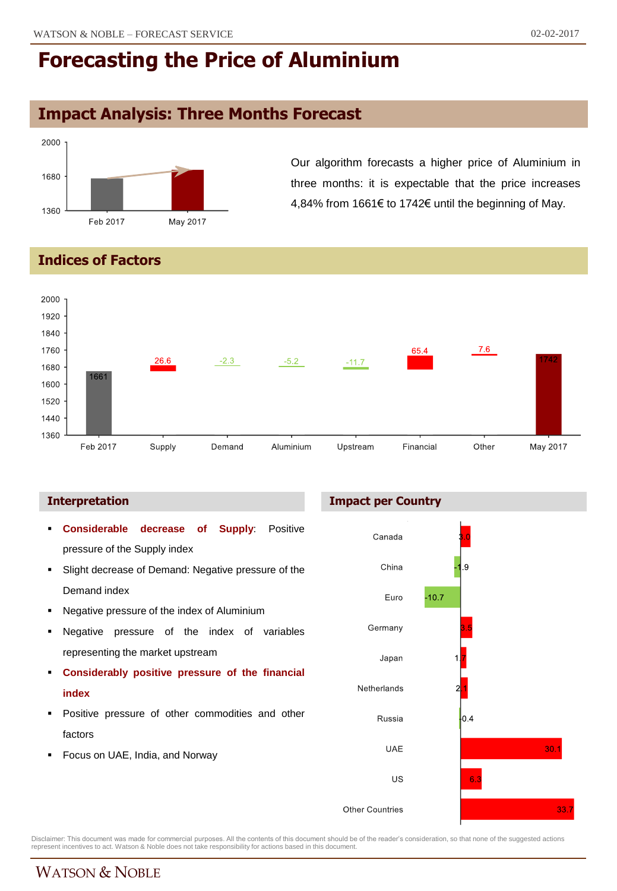# Forecasting the Price of Aluminium

## Impact Analysis: Three Months Forecast

2000
1680
1360
Feb 2017
May 2017

Our algorithm forecasts a higher price of Aluminium in three months: it is expectable that the price increases 4,84% from 1661€ to 1742€ until the beginning of May.

## Indices of Factors

2000
1920
1840
1760
1680
1600
1520
1440
1360

1661
26.6
-2.3
-5.2
-11.7
65.4
7.6
1742

Feb 2017
Supply
Demand
Aluminium
Upstream
Financial
Other
May 2017

### Interpretation

- **Considerable decrease of Supply**: Positive pressure of the Supply index
- Slight decrease of Demand: Negative pressure of the Demand index
- Negative pressure of the index of Aluminium
- Negative pressure of the index of variables representing the market upstream
- **Considerably positive pressure of the financial index**
- Positive pressure of other commodities and other factors
- Focus on UAE, India, and Norway

### Impact per Country

Canada 3.0
China -1.9
Euro -10.7
Germany 3.5
Japan 1.7
Netherlands 2.1
Russia -0.4
UAE 30.1
US 6.3
Other Countries 33.7

Disclaimer: This document was made for commercial purposes. All the contents of this document should be of the reader's consideration, so that none of the suggested actions represent incentives to act. Watson & Noble does not take responsibility for actions based in this document.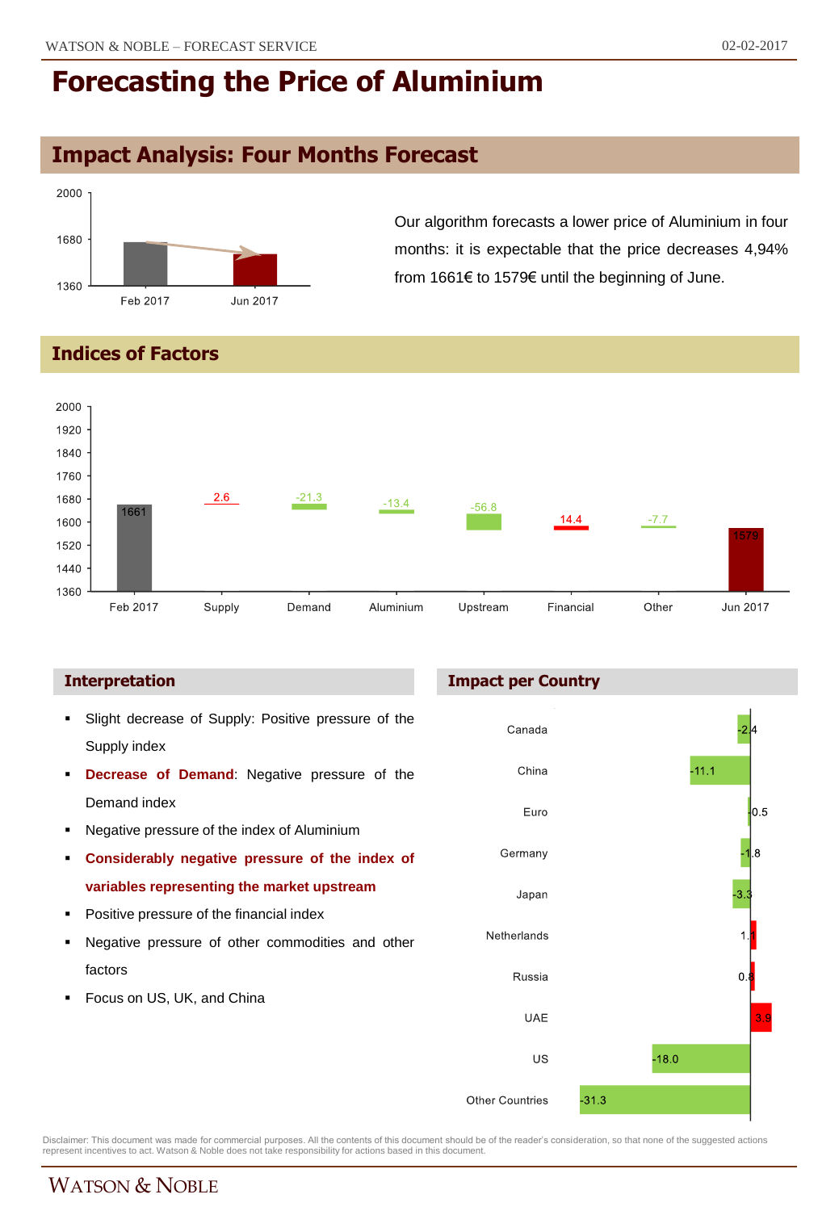# Forecasting the Price of Aluminium

## Impact Analysis: Four Months Forecast

Our algorithm forecasts a lower price of Aluminium in four months: it is expectable that the price decreases 4,94% from 1661€ to 1579€ until the beginning of June.

## Indices of Factors

| Feb 2017 | Supply | Demand | Aluminium | Upstream | Financial | Other | Jun 2017 |
|---|---|---|---|---|---|---|---|
| 1661 | 2.6 | -21.3 | -13.4 | -56.8 | 14.4 | -7.7 | 1579 |

### Interpretation

- Slight decrease of Supply: Positive pressure of the Supply index
- **Decrease of Demand**: Negative pressure of the Demand index
- Negative pressure of the index of Aluminium
- **Considerably negative pressure of the index of variables representing the market upstream**
- Positive pressure of the financial index
- Negative pressure of other commodities and other factors
- Focus on US, UK, and China

### Impact per Country

| Country | Impact |
|---|---|
| Canada | -2.4 |
| China | -11.1 |
| Euro | -0.5 |
| Germany | -1.8 |
| Japan | -3.3 |
| Netherlands | 1.1 |
| Russia | 0.8 |
| UAE | 3.9 |
| US | -18.0 |
| Other Countries | -31.3 |

Disclaimer: This document was made for commercial purposes. All the contents of this document should be of the reader's consideration, so that none of the suggested actions represent incentives to act. Watson & Noble does not take responsibility for actions based in this document.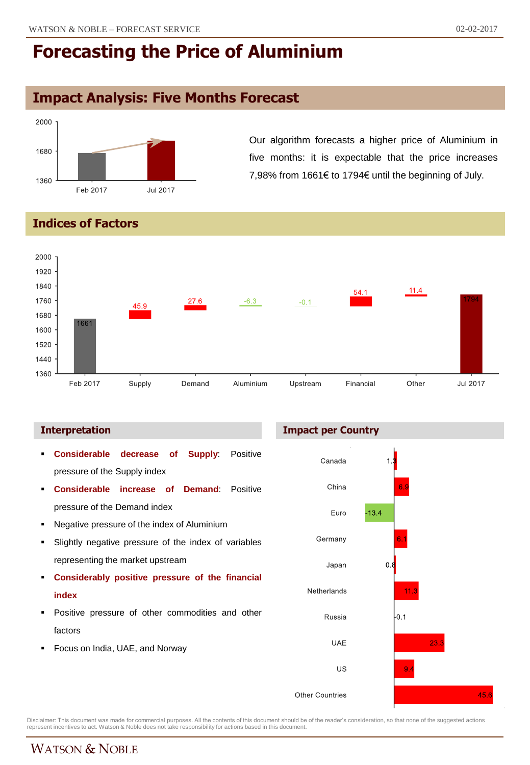# Forecasting the Price of Aluminium

## Impact Analysis: Five Months Forecast

2000
1680
1360
Feb 2017
Jul 2017

Our algorithm forecasts a higher price of Aluminium in five months: it is expectable that the price increases 7,98% from 1661€ to 1794€ until the beginning of July.

## Indices of Factors

2000
1920
1840
1760
1680
1600
1520
1440
1360

1661
45.9
27.6
-6.3
-0.1
54.1
11.4
1794

Feb 2017
Supply
Demand
Aluminium
Upstream
Financial
Other
Jul 2017

### Interpretation

- **Considerable decrease of Supply**: Positive pressure of the Supply index
- **Considerable increase of Demand**: Positive pressure of the Demand index
- Negative pressure of the index of Aluminium
- Slightly negative pressure of the index of variables representing the market upstream
- **Considerably positive pressure of the financial index**
- Positive pressure of other commodities and other factors
- Focus on India, UAE, and Norway

### Impact per Country

Canada 1.3
China 6.9
Euro -13.4
Germany 6.1
Japan 0.8
Netherlands 11.3
Russia -0.1
UAE 23.3
US 9.4
Other Countries 45.6

Disclaimer: This document was made for commercial purposes. All the contents of this document should be of the reader's consideration, so that none of the suggested actions represent incentives to act. Watson & Noble does not take responsibility for actions based in this document.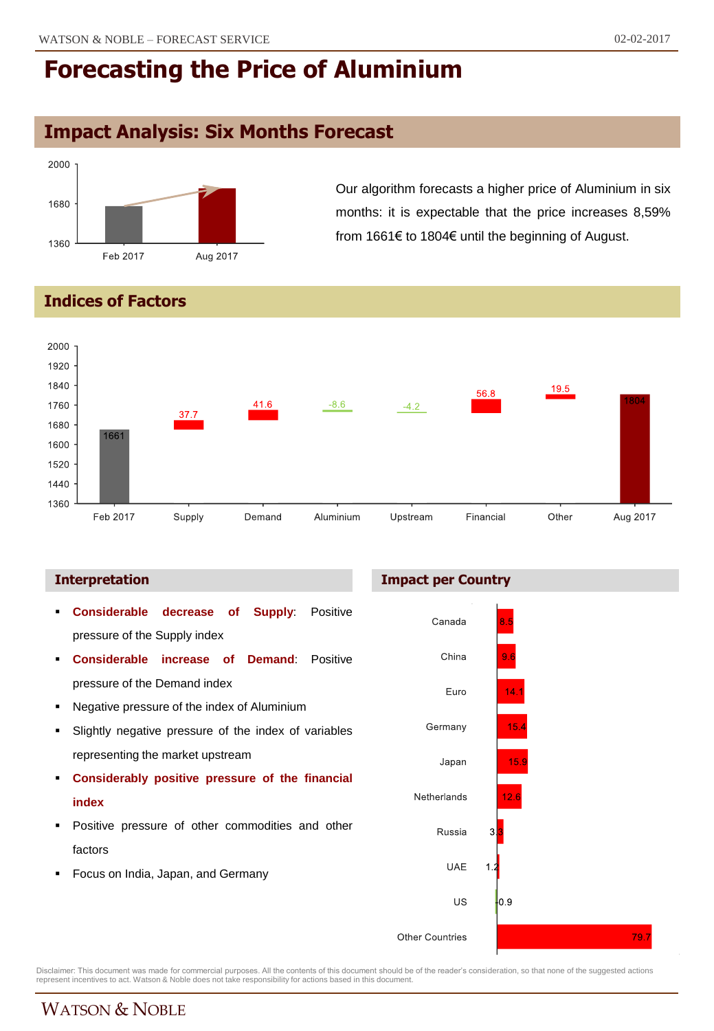# Forecasting the Price of Aluminium

## Impact Analysis: Six Months Forecast

2000
1680
1360
Feb 2017
Aug 2017

Our algorithm forecasts a higher price of Aluminium in six months: it is expectable that the price increases 8,59% from 1661€ to 1804€ until the beginning of August.

## Indices of Factors

2000
1920
1840
1760
1680
1600
1520
1440
1360

1661
37.7
41.6
-8.6
-4.2
56.8
19.5
1804

Feb 2017
Supply
Demand
Aluminium
Upstream
Financial
Other
Aug 2017

### Interpretation

- **Considerable decrease of Supply**: Positive pressure of the Supply index
- **Considerable increase of Demand**: Positive pressure of the Demand index
- Negative pressure of the index of Aluminium
- Slightly negative pressure of the index of variables representing the market upstream
- **Considerably positive pressure of the financial index**
- Positive pressure of other commodities and other factors
- Focus on India, Japan, and Germany

### Impact per Country

Canada 8.5
China 9.6
Euro 14.1
Germany 15.4
Japan 15.9
Netherlands 12.6
Russia 3.3
UAE 1.2
US -0.9
Other Countries 79.7

Disclaimer: This document was made for commercial purposes. All the contents of this document should be of the reader's consideration, so that none of the suggested actions represent incentives to act. Watson & Noble does not take responsibility for actions based in this document.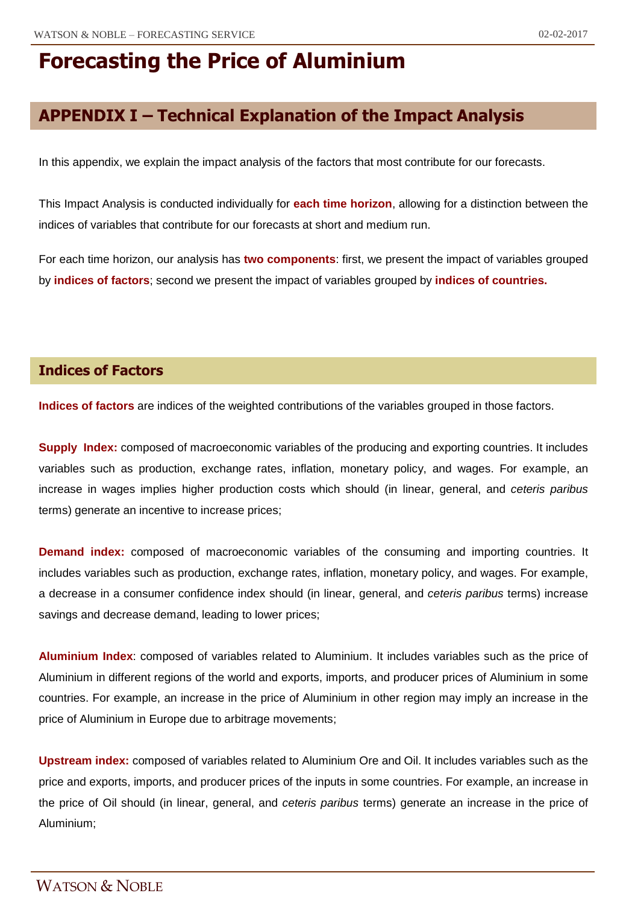# Forecasting the Price of Aluminium

## APPENDIX I – Technical Explanation of the Impact Analysis

In this appendix, we explain the impact analysis of the factors that most contribute for our forecasts.

This Impact Analysis is conducted individually for **each time horizon**, allowing for a distinction between the indices of variables that contribute for our forecasts at short and medium run.

For each time horizon, our analysis has **two components**: first, we present the impact of variables grouped by **indices of factors**; second we present the impact of variables grouped by **indices of countries.**

### Indices of Factors

**Indices of factors** are indices of the weighted contributions of the variables grouped in those factors.

**Supply Index:** composed of macroeconomic variables of the producing and exporting countries. It includes variables such as production, exchange rates, inflation, monetary policy, and wages. For example, an increase in wages implies higher production costs which should (in linear, general, and *ceteris paribus* terms) generate an incentive to increase prices;

**Demand index:** composed of macroeconomic variables of the consuming and importing countries. It includes variables such as production, exchange rates, inflation, monetary policy, and wages. For example, a decrease in a consumer confidence index should (in linear, general, and *ceteris paribus* terms) increase savings and decrease demand, leading to lower prices;

**Aluminium Index**: composed of variables related to Aluminium. It includes variables such as the price of Aluminium in different regions of the world and exports, imports, and producer prices of Aluminium in some countries. For example, an increase in the price of Aluminium in other region may imply an increase in the price of Aluminium in Europe due to arbitrage movements;

**Upstream index:** composed of variables related to Aluminium Ore and Oil. It includes variables such as the price and exports, imports, and producer prices of the inputs in some countries. For example, an increase in the price of Oil should (in linear, general, and *ceteris paribus* terms) generate an increase in the price of Aluminium;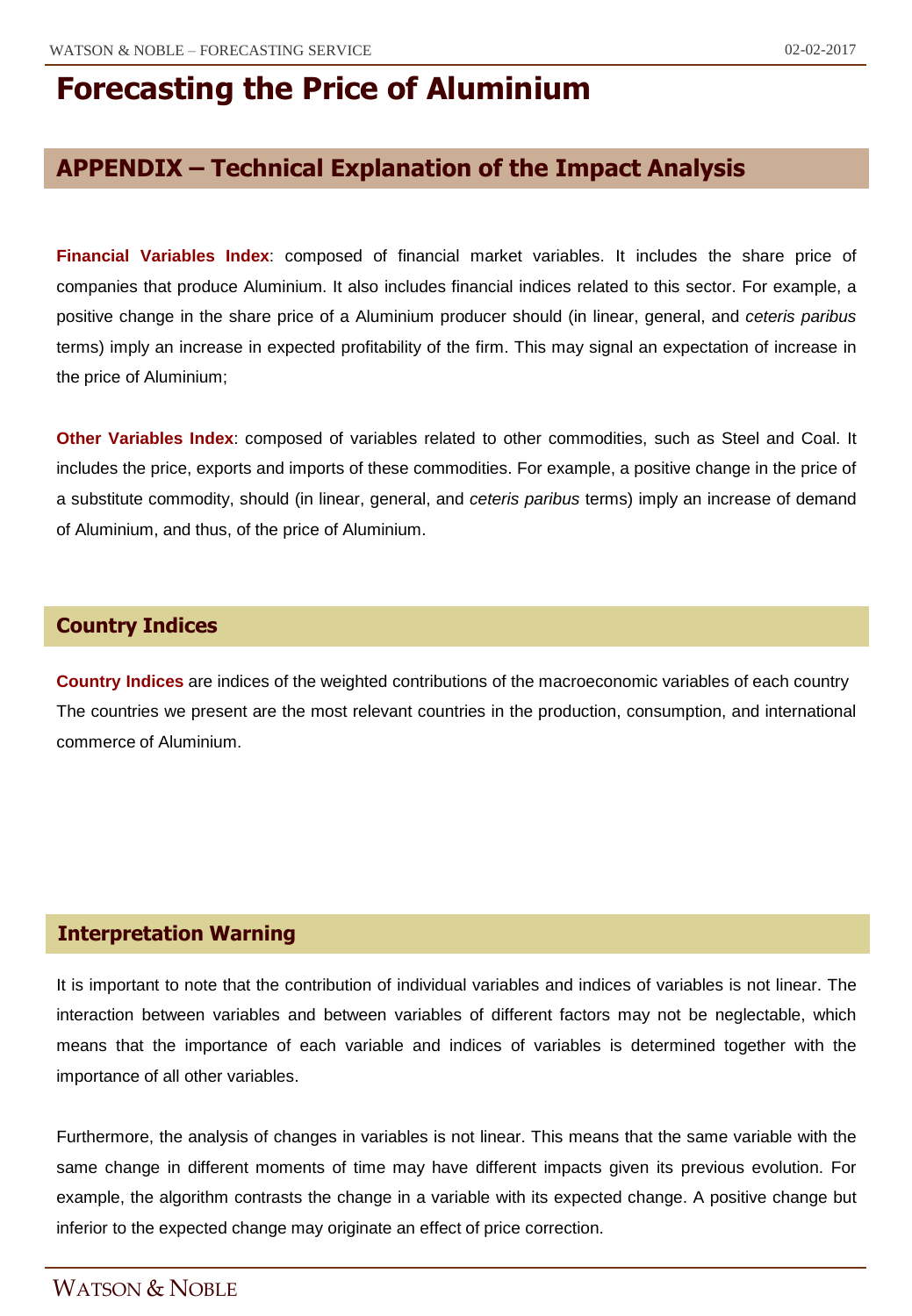# Forecasting the Price of Aluminium

## APPENDIX – Technical Explanation of the Impact Analysis

**Financial Variables Index**: composed of financial market variables. It includes the share price of companies that produce Aluminium. It also includes financial indices related to this sector. For example, a positive change in the share price of a Aluminium producer should (in linear, general, and *ceteris paribus* terms) imply an increase in expected profitability of the firm. This may signal an expectation of increase in the price of Aluminium;

**Other Variables Index**: composed of variables related to other commodities, such as Steel and Coal. It includes the price, exports and imports of these commodities. For example, a positive change in the price of a substitute commodity, should (in linear, general, and *ceteris paribus* terms) imply an increase of demand of Aluminium, and thus, of the price of Aluminium.

## Country Indices

**Country Indices** are indices of the weighted contributions of the macroeconomic variables of each country The countries we present are the most relevant countries in the production, consumption, and international commerce of Aluminium.

## Interpretation Warning

It is important to note that the contribution of individual variables and indices of variables is not linear. The interaction between variables and between variables of different factors may not be neglectable, which means that the importance of each variable and indices of variables is determined together with the importance of all other variables.

Furthermore, the analysis of changes in variables is not linear. This means that the same variable with the same change in different moments of time may have different impacts given its previous evolution. For example, the algorithm contrasts the change in a variable with its expected change. A positive change but inferior to the expected change may originate an effect of price correction.